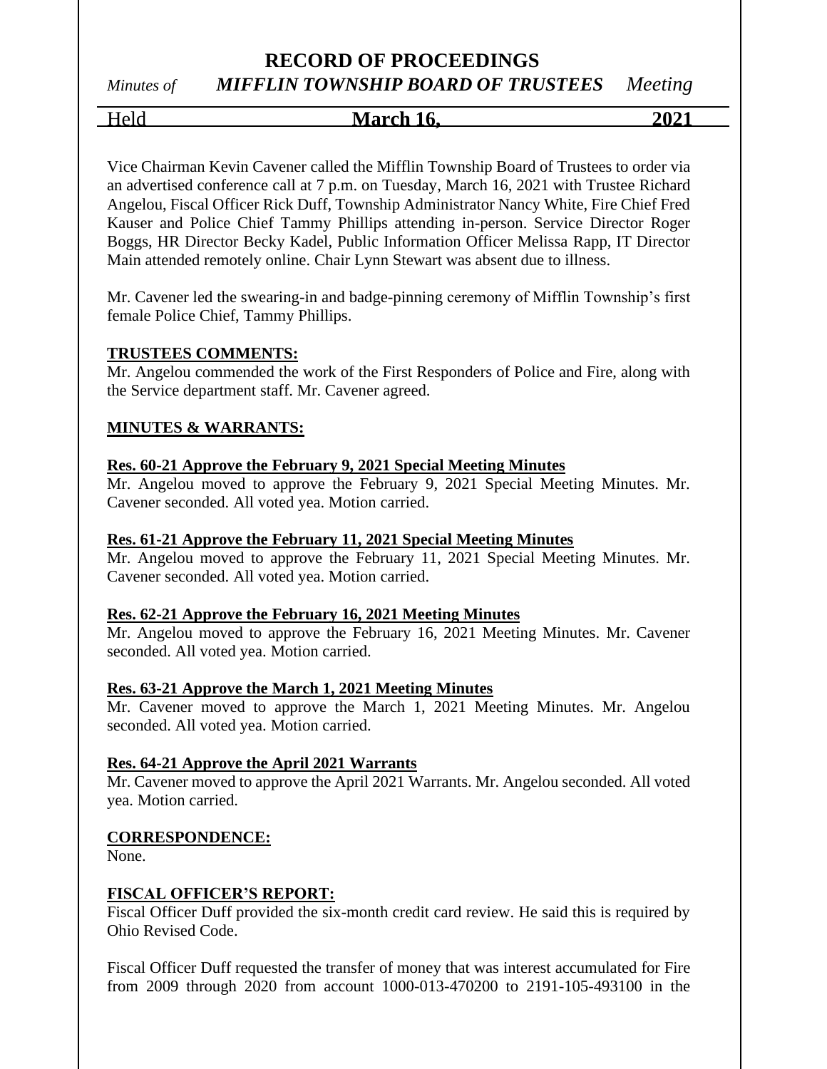# RECORD OF PROCEEDINGS

*Minutes of* ***MIFFLIN TOWNSHIP BOARD OF TRUSTEES*** *Meeting*

Held **March 16, 2021**

Vice Chairman Kevin Cavener called the Mifflin Township Board of Trustees to order via an advertised conference call at 7 p.m. on Tuesday, March 16, 2021 with Trustee Richard Angelou, Fiscal Officer Rick Duff, Township Administrator Nancy White, Fire Chief Fred Kauser and Police Chief Tammy Phillips attending in-person. Service Director Roger Boggs, HR Director Becky Kadel, Public Information Officer Melissa Rapp, IT Director Main attended remotely online. Chair Lynn Stewart was absent due to illness.

Mr. Cavener led the swearing-in and badge-pinning ceremony of Mifflin Township's first female Police Chief, Tammy Phillips.

**TRUSTEES COMMENTS:**

Mr. Angelou commended the work of the First Responders of Police and Fire, along with the Service department staff. Mr. Cavener agreed.

**MINUTES & WARRANTS:**

**Res. 60-21 Approve the February 9, 2021 Special Meeting Minutes**

Mr. Angelou moved to approve the February 9, 2021 Special Meeting Minutes. Mr. Cavener seconded. All voted yea. Motion carried.

**Res. 61-21 Approve the February 11, 2021 Special Meeting Minutes**

Mr. Angelou moved to approve the February 11, 2021 Special Meeting Minutes. Mr. Cavener seconded. All voted yea. Motion carried.

**Res. 62-21 Approve the February 16, 2021 Meeting Minutes**

Mr. Angelou moved to approve the February 16, 2021 Meeting Minutes. Mr. Cavener seconded. All voted yea. Motion carried.

**Res. 63-21 Approve the March 1, 2021 Meeting Minutes**

Mr. Cavener moved to approve the March 1, 2021 Meeting Minutes. Mr. Angelou seconded. All voted yea. Motion carried.

**Res. 64-21 Approve the April 2021 Warrants**

Mr. Cavener moved to approve the April 2021 Warrants. Mr. Angelou seconded. All voted yea. Motion carried.

**CORRESPONDENCE:**

None.

**FISCAL OFFICER'S REPORT:**

Fiscal Officer Duff provided the six-month credit card review. He said this is required by Ohio Revised Code.

Fiscal Officer Duff requested the transfer of money that was interest accumulated for Fire from 2009 through 2020 from account 1000-013-470200 to 2191-105-493100 in the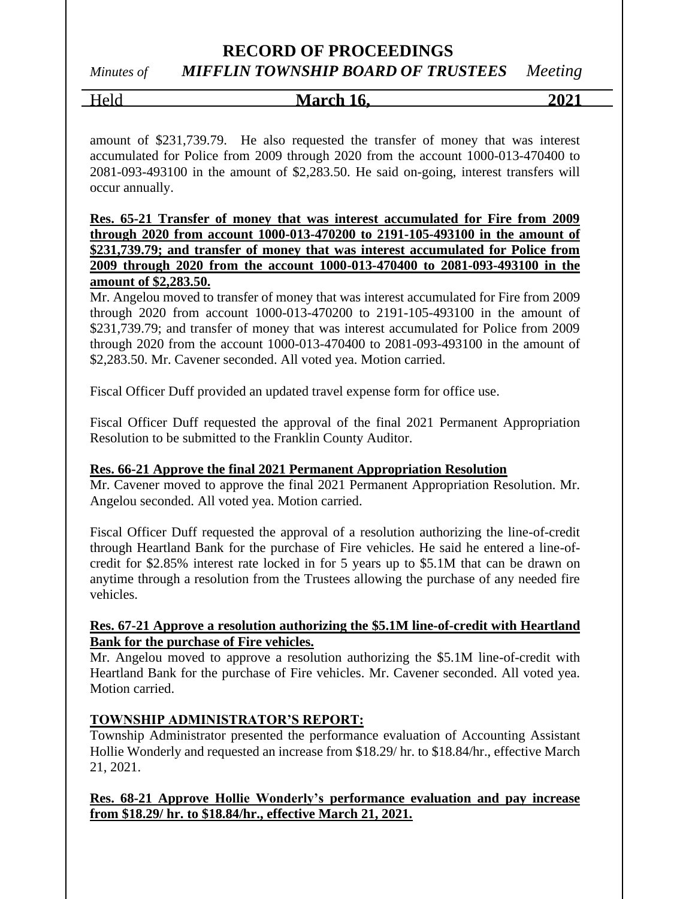amount of $231,739.79. He also requested the transfer of money that was interest accumulated for Police from 2009 through 2020 from the account 1000-013-470400 to 2081-093-493100 in the amount of $2,283.50. He said on-going, interest transfers will occur annually.

**Res. 65-21 Transfer of money that was interest accumulated for Fire from 2009 through 2020 from account 1000-013-470200 to 2191-105-493100 in the amount of $231,739.79; and transfer of money that was interest accumulated for Police from 2009 through 2020 from the account 1000-013-470400 to 2081-093-493100 in the amount of $2,283.50.**

Mr. Angelou moved to transfer of money that was interest accumulated for Fire from 2009 through 2020 from account 1000-013-470200 to 2191-105-493100 in the amount of $231,739.79; and transfer of money that was interest accumulated for Police from 2009 through 2020 from the account 1000-013-470400 to 2081-093-493100 in the amount of $2,283.50. Mr. Cavener seconded. All voted yea. Motion carried.

Fiscal Officer Duff provided an updated travel expense form for office use.

Fiscal Officer Duff requested the approval of the final 2021 Permanent Appropriation Resolution to be submitted to the Franklin County Auditor.

**Res. 66-21 Approve the final 2021 Permanent Appropriation Resolution**

Mr. Cavener moved to approve the final 2021 Permanent Appropriation Resolution. Mr. Angelou seconded. All voted yea. Motion carried.

Fiscal Officer Duff requested the approval of a resolution authorizing the line-of-credit through Heartland Bank for the purchase of Fire vehicles. He said he entered a line-of-credit for $2.85% interest rate locked in for 5 years up to $5.1M that can be drawn on anytime through a resolution from the Trustees allowing the purchase of any needed fire vehicles.

**Res. 67-21 Approve a resolution authorizing the $5.1M line-of-credit with Heartland Bank for the purchase of Fire vehicles.**

Mr. Angelou moved to approve a resolution authorizing the $5.1M line-of-credit with Heartland Bank for the purchase of Fire vehicles. Mr. Cavener seconded. All voted yea. Motion carried.

**TOWNSHIP ADMINISTRATOR'S REPORT:**

Township Administrator presented the performance evaluation of Accounting Assistant Hollie Wonderly and requested an increase from $18.29/ hr. to $18.84/hr., effective March 21, 2021.

**Res. 68-21 Approve Hollie Wonderly's performance evaluation and pay increase from $18.29/ hr. to $18.84/hr., effective March 21, 2021.**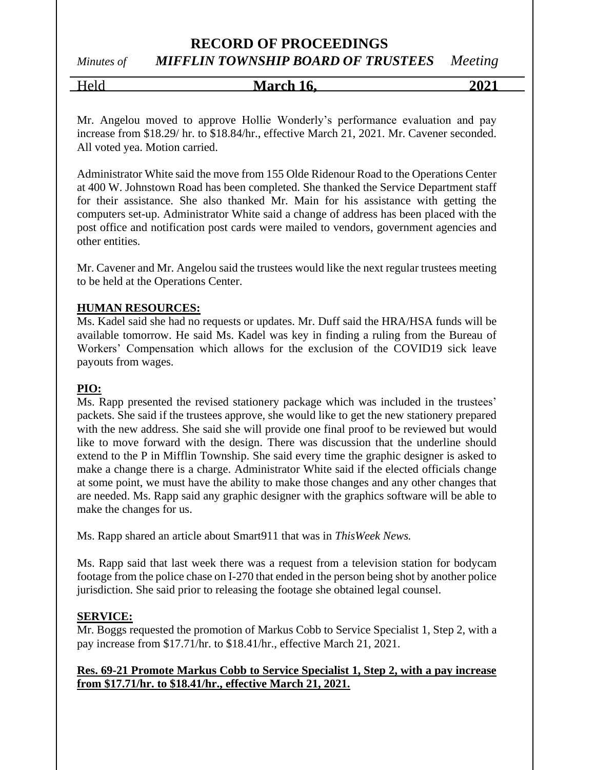Mr. Angelou moved to approve Hollie Wonderly's performance evaluation and pay increase from $18.29/ hr. to $18.84/hr., effective March 21, 2021. Mr. Cavener seconded. All voted yea. Motion carried.

Administrator White said the move from 155 Olde Ridenour Road to the Operations Center at 400 W. Johnstown Road has been completed. She thanked the Service Department staff for their assistance. She also thanked Mr. Main for his assistance with getting the computers set-up. Administrator White said a change of address has been placed with the post office and notification post cards were mailed to vendors, government agencies and other entities.

Mr. Cavener and Mr. Angelou said the trustees would like the next regular trustees meeting to be held at the Operations Center.

**HUMAN RESOURCES:**

Ms. Kadel said she had no requests or updates. Mr. Duff said the HRA/HSA funds will be available tomorrow. He said Ms. Kadel was key in finding a ruling from the Bureau of Workers' Compensation which allows for the exclusion of the COVID19 sick leave payouts from wages.

**PIO:**

Ms. Rapp presented the revised stationery package which was included in the trustees' packets. She said if the trustees approve, she would like to get the new stationery prepared with the new address. She said she will provide one final proof to be reviewed but would like to move forward with the design. There was discussion that the underline should extend to the P in Mifflin Township. She said every time the graphic designer is asked to make a change there is a charge. Administrator White said if the elected officials change at some point, we must have the ability to make those changes and any other changes that are needed. Ms. Rapp said any graphic designer with the graphics software will be able to make the changes for us.

Ms. Rapp shared an article about Smart911 that was in *ThisWeek News.*

Ms. Rapp said that last week there was a request from a television station for bodycam footage from the police chase on I-270 that ended in the person being shot by another police jurisdiction. She said prior to releasing the footage she obtained legal counsel.

**SERVICE:**

Mr. Boggs requested the promotion of Markus Cobb to Service Specialist 1, Step 2, with a pay increase from $17.71/hr. to $18.41/hr., effective March 21, 2021.

**Res. 69-21 Promote Markus Cobb to Service Specialist 1, Step 2, with a pay increase from $17.71/hr. to $18.41/hr., effective March 21, 2021.**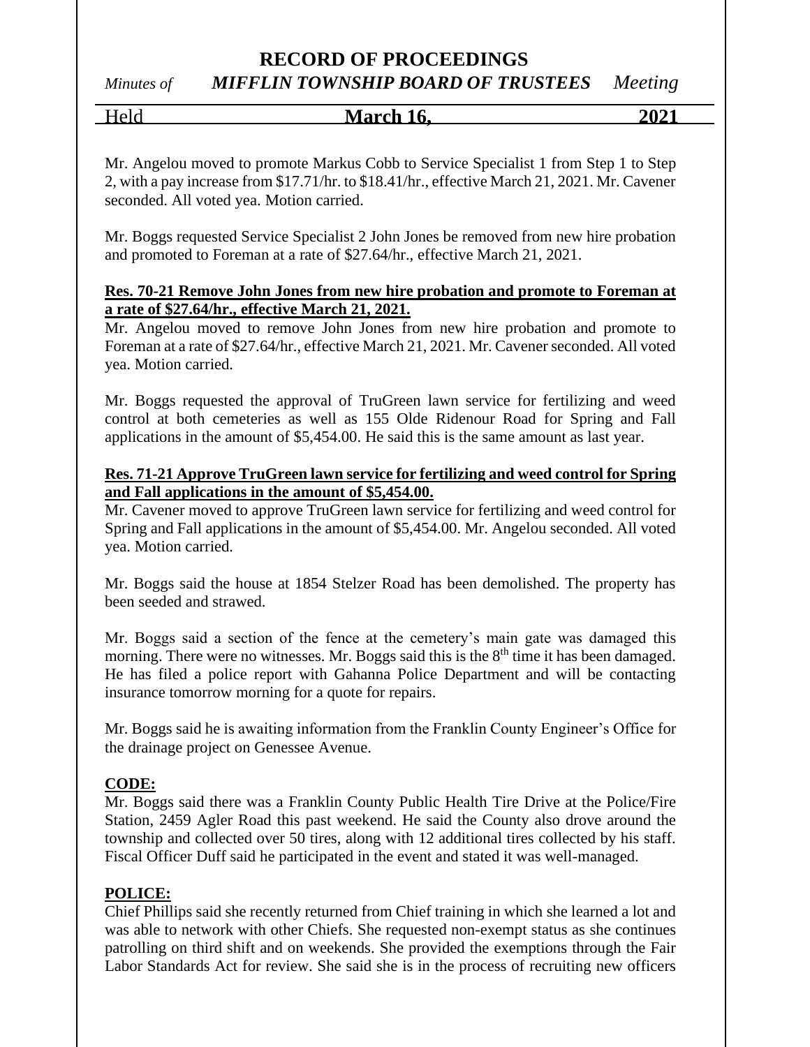Mr. Angelou moved to promote Markus Cobb to Service Specialist 1 from Step 1 to Step 2, with a pay increase from $17.71/hr. to $18.41/hr., effective March 21, 2021. Mr. Cavener seconded. All voted yea. Motion carried.

Mr. Boggs requested Service Specialist 2 John Jones be removed from new hire probation and promoted to Foreman at a rate of $27.64/hr., effective March 21, 2021.

**Res. 70-21 Remove John Jones from new hire probation and promote to Foreman at a rate of $27.64/hr., effective March 21, 2021.**

Mr. Angelou moved to remove John Jones from new hire probation and promote to Foreman at a rate of $27.64/hr., effective March 21, 2021. Mr. Cavener seconded. All voted yea. Motion carried.

Mr. Boggs requested the approval of TruGreen lawn service for fertilizing and weed control at both cemeteries as well as 155 Olde Ridenour Road for Spring and Fall applications in the amount of $5,454.00. He said this is the same amount as last year.

**Res. 71-21 Approve TruGreen lawn service for fertilizing and weed control for Spring and Fall applications in the amount of $5,454.00.**

Mr. Cavener moved to approve TruGreen lawn service for fertilizing and weed control for Spring and Fall applications in the amount of $5,454.00. Mr. Angelou seconded. All voted yea. Motion carried.

Mr. Boggs said the house at 1854 Stelzer Road has been demolished. The property has been seeded and strawed.

Mr. Boggs said a section of the fence at the cemetery's main gate was damaged this morning. There were no witnesses. Mr. Boggs said this is the 8th time it has been damaged. He has filed a police report with Gahanna Police Department and will be contacting insurance tomorrow morning for a quote for repairs.

Mr. Boggs said he is awaiting information from the Franklin County Engineer's Office for the drainage project on Genessee Avenue.

**CODE:**

Mr. Boggs said there was a Franklin County Public Health Tire Drive at the Police/Fire Station, 2459 Agler Road this past weekend. He said the County also drove around the township and collected over 50 tires, along with 12 additional tires collected by his staff. Fiscal Officer Duff said he participated in the event and stated it was well-managed.

**POLICE:**

Chief Phillips said she recently returned from Chief training in which she learned a lot and was able to network with other Chiefs. She requested non-exempt status as she continues patrolling on third shift and on weekends. She provided the exemptions through the Fair Labor Standards Act for review. She said she is in the process of recruiting new officers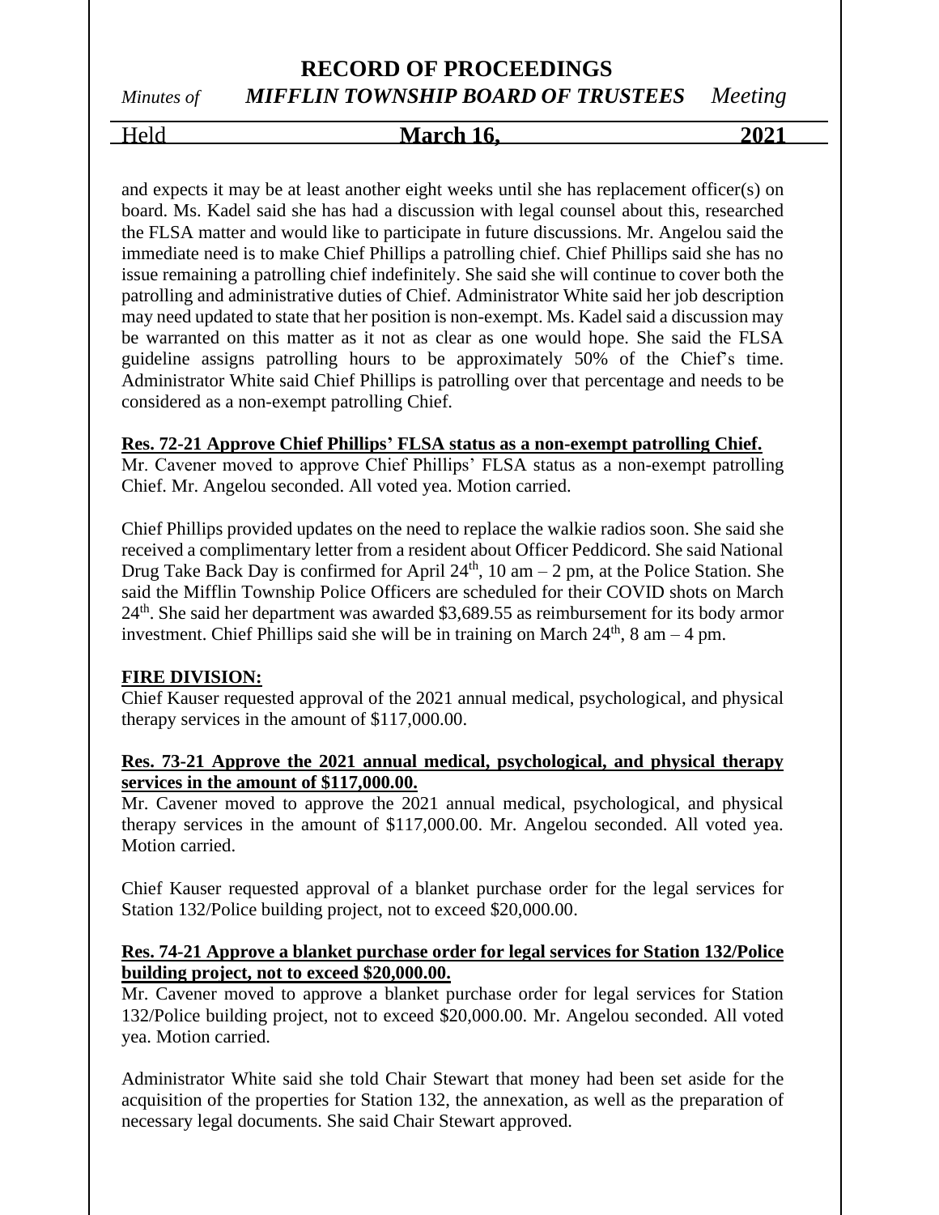and expects it may be at least another eight weeks until she has replacement officer(s) on board. Ms. Kadel said she has had a discussion with legal counsel about this, researched the FLSA matter and would like to participate in future discussions. Mr. Angelou said the immediate need is to make Chief Phillips a patrolling chief. Chief Phillips said she has no issue remaining a patrolling chief indefinitely. She said she will continue to cover both the patrolling and administrative duties of Chief. Administrator White said her job description may need updated to state that her position is non-exempt. Ms. Kadel said a discussion may be warranted on this matter as it not as clear as one would hope. She said the FLSA guideline assigns patrolling hours to be approximately 50% of the Chief's time. Administrator White said Chief Phillips is patrolling over that percentage and needs to be considered as a non-exempt patrolling Chief.

**Res. 72-21 Approve Chief Phillips' FLSA status as a non-exempt patrolling Chief.**
Mr. Cavener moved to approve Chief Phillips' FLSA status as a non-exempt patrolling Chief. Mr. Angelou seconded. All voted yea. Motion carried.

Chief Phillips provided updates on the need to replace the walkie radios soon. She said she received a complimentary letter from a resident about Officer Peddicord. She said National Drug Take Back Day is confirmed for April 24th, 10 am – 2 pm, at the Police Station. She said the Mifflin Township Police Officers are scheduled for their COVID shots on March 24th. She said her department was awarded $3,689.55 as reimbursement for its body armor investment. Chief Phillips said she will be in training on March 24th, 8 am – 4 pm.

**FIRE DIVISION:**
Chief Kauser requested approval of the 2021 annual medical, psychological, and physical therapy services in the amount of $117,000.00.

**Res. 73-21 Approve the 2021 annual medical, psychological, and physical therapy services in the amount of $117,000.00.**
Mr. Cavener moved to approve the 2021 annual medical, psychological, and physical therapy services in the amount of $117,000.00. Mr. Angelou seconded. All voted yea. Motion carried.

Chief Kauser requested approval of a blanket purchase order for the legal services for Station 132/Police building project, not to exceed $20,000.00.

**Res. 74-21 Approve a blanket purchase order for legal services for Station 132/Police building project, not to exceed $20,000.00.**
Mr. Cavener moved to approve a blanket purchase order for legal services for Station 132/Police building project, not to exceed $20,000.00. Mr. Angelou seconded. All voted yea. Motion carried.

Administrator White said she told Chair Stewart that money had been set aside for the acquisition of the properties for Station 132, the annexation, as well as the preparation of necessary legal documents. She said Chair Stewart approved.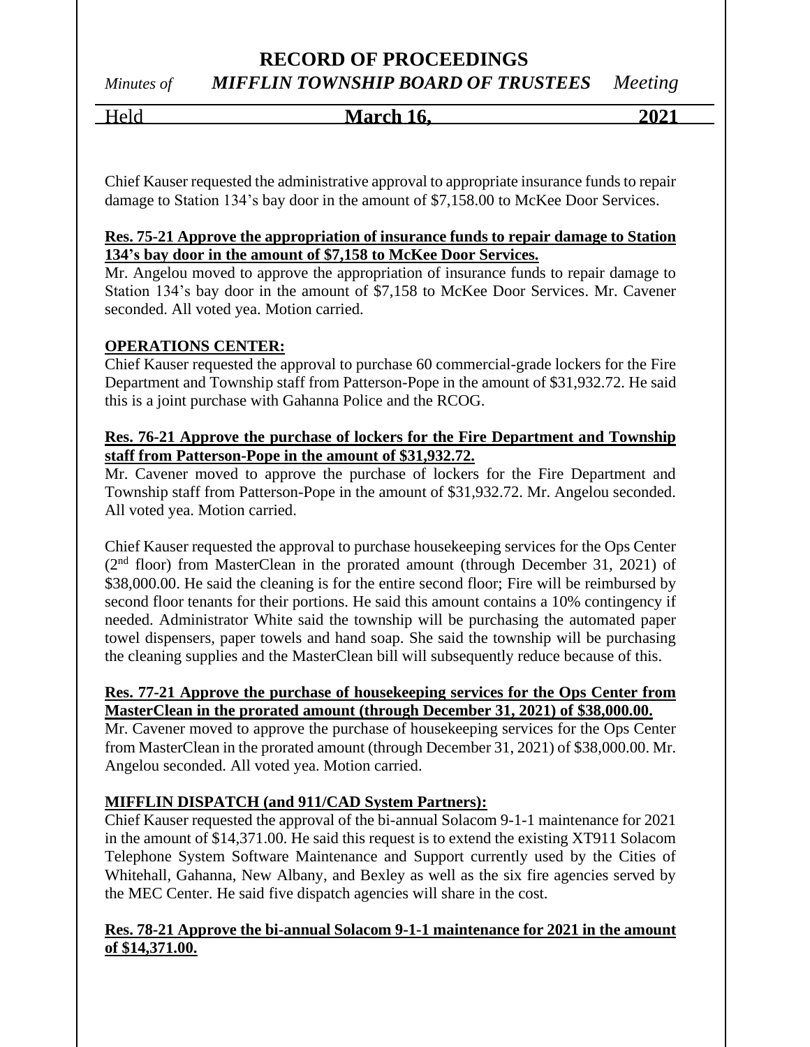Chief Kauser requested the administrative approval to appropriate insurance funds to repair damage to Station 134's bay door in the amount of $7,158.00 to McKee Door Services.

**Res. 75-21 Approve the appropriation of insurance funds to repair damage to Station 134's bay door in the amount of $7,158 to McKee Door Services.**

Mr. Angelou moved to approve the appropriation of insurance funds to repair damage to Station 134's bay door in the amount of $7,158 to McKee Door Services. Mr. Cavener seconded. All voted yea. Motion carried.

**OPERATIONS CENTER:**

Chief Kauser requested the approval to purchase 60 commercial-grade lockers for the Fire Department and Township staff from Patterson-Pope in the amount of $31,932.72. He said this is a joint purchase with Gahanna Police and the RCOG.

**Res. 76-21 Approve the purchase of lockers for the Fire Department and Township staff from Patterson-Pope in the amount of $31,932.72.**

Mr. Cavener moved to approve the purchase of lockers for the Fire Department and Township staff from Patterson-Pope in the amount of $31,932.72. Mr. Angelou seconded. All voted yea. Motion carried.

Chief Kauser requested the approval to purchase housekeeping services for the Ops Center (2nd floor) from MasterClean in the prorated amount (through December 31, 2021) of $38,000.00. He said the cleaning is for the entire second floor; Fire will be reimbursed by second floor tenants for their portions. He said this amount contains a 10% contingency if needed. Administrator White said the township will be purchasing the automated paper towel dispensers, paper towels and hand soap. She said the township will be purchasing the cleaning supplies and the MasterClean bill will subsequently reduce because of this.

**Res. 77-21 Approve the purchase of housekeeping services for the Ops Center from MasterClean in the prorated amount (through December 31, 2021) of $38,000.00.**

Mr. Cavener moved to approve the purchase of housekeeping services for the Ops Center from MasterClean in the prorated amount (through December 31, 2021) of $38,000.00. Mr. Angelou seconded. All voted yea. Motion carried.

**MIFFLIN DISPATCH (and 911/CAD System Partners):**

Chief Kauser requested the approval of the bi-annual Solacom 9-1-1 maintenance for 2021 in the amount of $14,371.00. He said this request is to extend the existing XT911 Solacom Telephone System Software Maintenance and Support currently used by the Cities of Whitehall, Gahanna, New Albany, and Bexley as well as the six fire agencies served by the MEC Center. He said five dispatch agencies will share in the cost.

**Res. 78-21 Approve the bi-annual Solacom 9-1-1 maintenance for 2021 in the amount of $14,371.00.**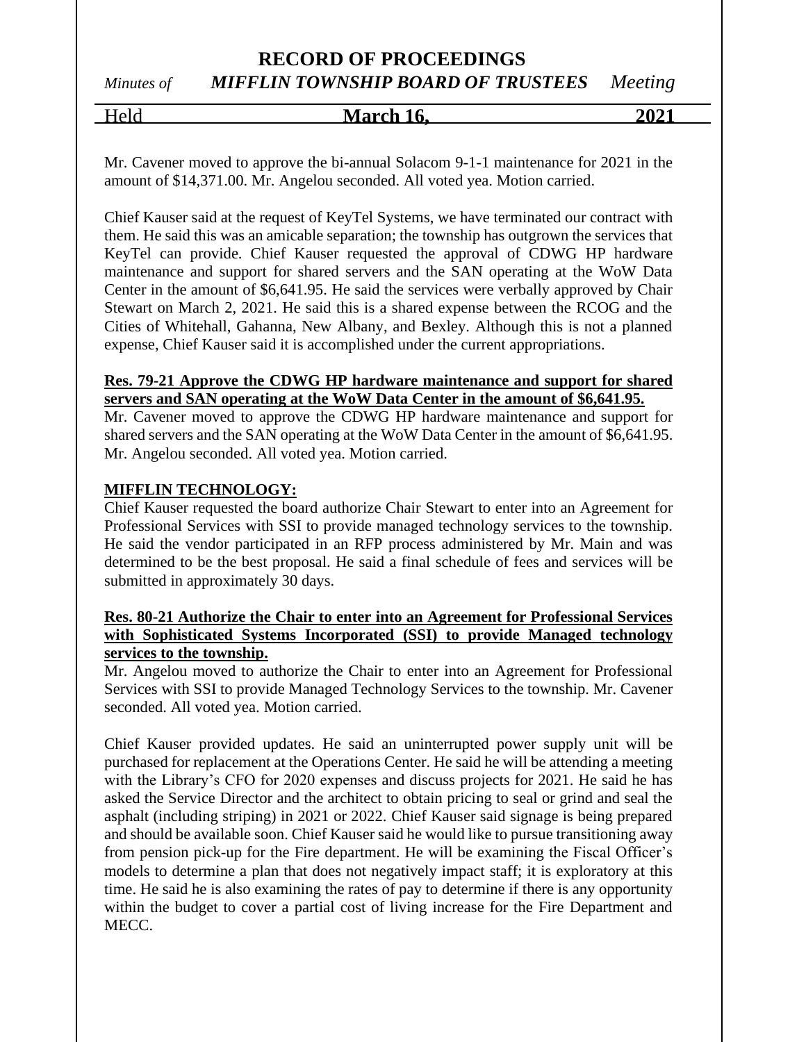Mr. Cavener moved to approve the bi-annual Solacom 9-1-1 maintenance for 2021 in the amount of $14,371.00. Mr. Angelou seconded. All voted yea. Motion carried.

Chief Kauser said at the request of KeyTel Systems, we have terminated our contract with them. He said this was an amicable separation; the township has outgrown the services that KeyTel can provide. Chief Kauser requested the approval of CDWG HP hardware maintenance and support for shared servers and the SAN operating at the WoW Data Center in the amount of $6,641.95. He said the services were verbally approved by Chair Stewart on March 2, 2021. He said this is a shared expense between the RCOG and the Cities of Whitehall, Gahanna, New Albany, and Bexley. Although this is not a planned expense, Chief Kauser said it is accomplished under the current appropriations.

**<u>Res. 79-21 Approve the CDWG HP hardware maintenance and support for shared servers and SAN operating at the WoW Data Center in the amount of $6,641.95.</u>**
Mr. Cavener moved to approve the CDWG HP hardware maintenance and support for shared servers and the SAN operating at the WoW Data Center in the amount of $6,641.95. Mr. Angelou seconded. All voted yea. Motion carried.

**<u>MIFFLIN TECHNOLOGY:</u>**
Chief Kauser requested the board authorize Chair Stewart to enter into an Agreement for Professional Services with SSI to provide managed technology services to the township. He said the vendor participated in an RFP process administered by Mr. Main and was determined to be the best proposal. He said a final schedule of fees and services will be submitted in approximately 30 days.

**<u>Res. 80-21 Authorize the Chair to enter into an Agreement for Professional Services with Sophisticated Systems Incorporated (SSI) to provide Managed technology services to the township.</u>**
Mr. Angelou moved to authorize the Chair to enter into an Agreement for Professional Services with SSI to provide Managed Technology Services to the township. Mr. Cavener seconded. All voted yea. Motion carried.

Chief Kauser provided updates. He said an uninterrupted power supply unit will be purchased for replacement at the Operations Center. He said he will be attending a meeting with the Library's CFO for 2020 expenses and discuss projects for 2021. He said he has asked the Service Director and the architect to obtain pricing to seal or grind and seal the asphalt (including striping) in 2021 or 2022. Chief Kauser said signage is being prepared and should be available soon. Chief Kauser said he would like to pursue transitioning away from pension pick-up for the Fire department. He will be examining the Fiscal Officer's models to determine a plan that does not negatively impact staff; it is exploratory at this time. He said he is also examining the rates of pay to determine if there is any opportunity within the budget to cover a partial cost of living increase for the Fire Department and MECC.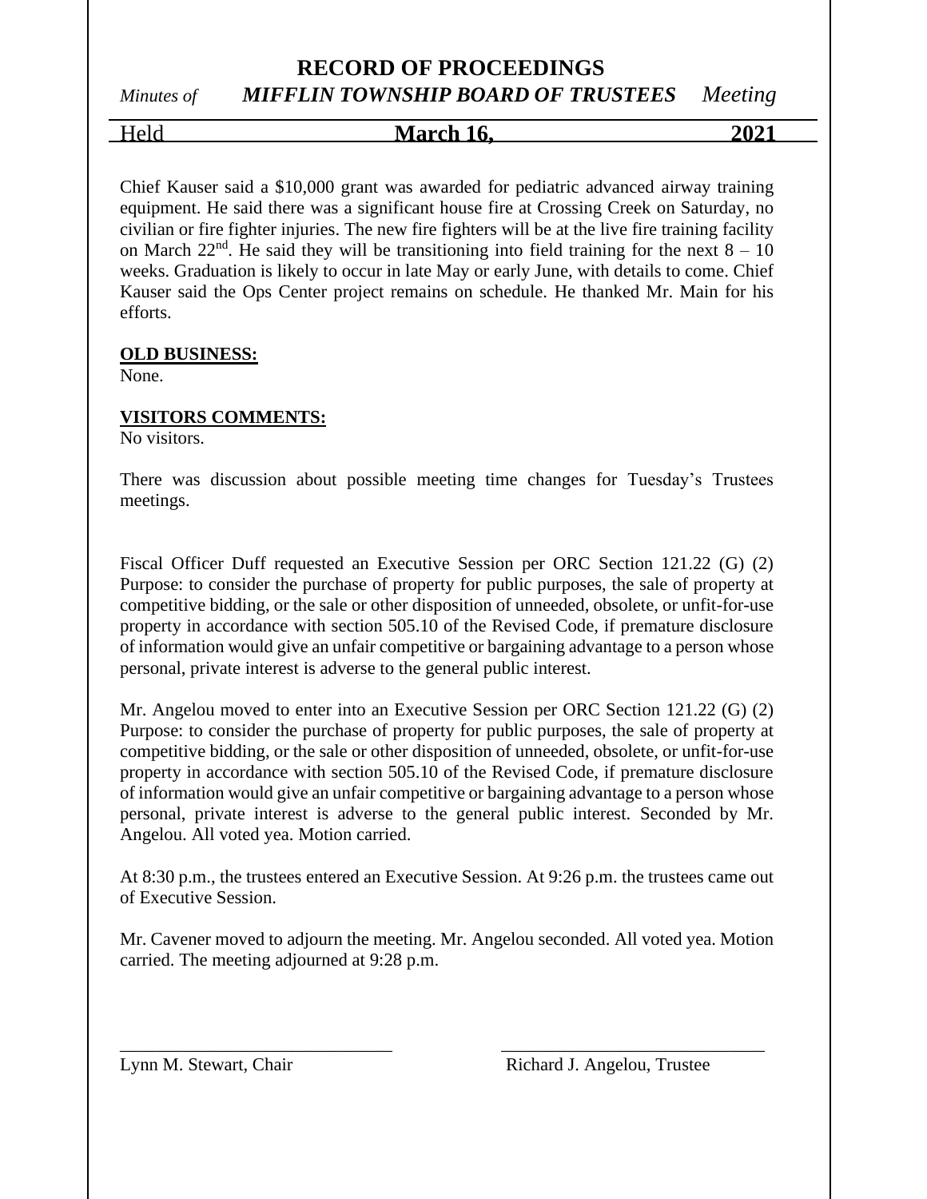Chief Kauser said a $10,000 grant was awarded for pediatric advanced airway training equipment. He said there was a significant house fire at Crossing Creek on Saturday, no civilian or fire fighter injuries. The new fire fighters will be at the live fire training facility on March 22nd. He said they will be transitioning into field training for the next 8 – 10 weeks. Graduation is likely to occur in late May or early June, with details to come. Chief Kauser said the Ops Center project remains on schedule. He thanked Mr. Main for his efforts.

**OLD BUSINESS:**
None.

**VISITORS COMMENTS:**
No visitors.

There was discussion about possible meeting time changes for Tuesday's Trustees meetings.

Fiscal Officer Duff requested an Executive Session per ORC Section 121.22 (G) (2) Purpose: to consider the purchase of property for public purposes, the sale of property at competitive bidding, or the sale or other disposition of unneeded, obsolete, or unfit-for-use property in accordance with section 505.10 of the Revised Code, if premature disclosure of information would give an unfair competitive or bargaining advantage to a person whose personal, private interest is adverse to the general public interest.

Mr. Angelou moved to enter into an Executive Session per ORC Section 121.22 (G) (2) Purpose: to consider the purchase of property for public purposes, the sale of property at competitive bidding, or the sale or other disposition of unneeded, obsolete, or unfit-for-use property in accordance with section 505.10 of the Revised Code, if premature disclosure of information would give an unfair competitive or bargaining advantage to a person whose personal, private interest is adverse to the general public interest. Seconded by Mr. Angelou. All voted yea. Motion carried.

At 8:30 p.m., the trustees entered an Executive Session. At 9:26 p.m. the trustees came out of Executive Session.

Mr. Cavener moved to adjourn the meeting. Mr. Angelou seconded. All voted yea. Motion carried. The meeting adjourned at 9:28 p.m.

\_\_\_\_\_\_\_\_\_\_\_\_\_\_\_\_\_\_\_\_\_\_\_\_\_\_\_\_ Lynn M. Stewart, Chair

\_\_\_\_\_\_\_\_\_\_\_\_\_\_\_\_\_\_\_\_\_\_\_\_\_\_\_\_ Richard J. Angelou, Trustee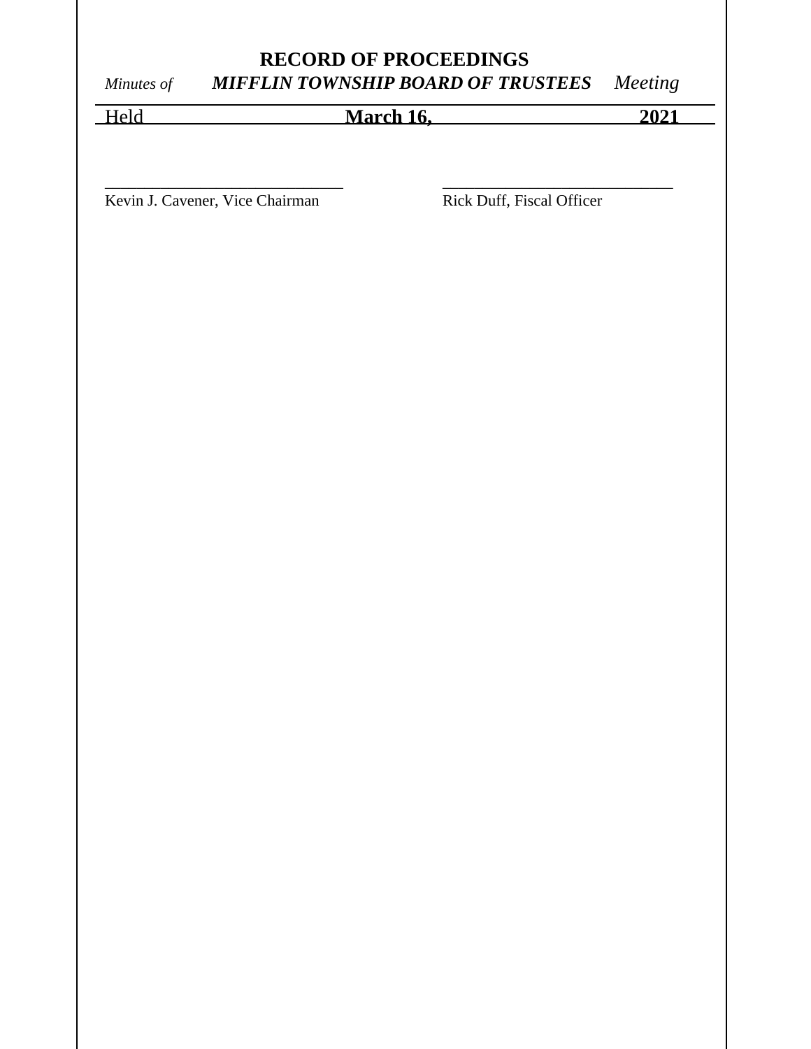\_\_\_\_\_\_\_\_\_\_\_\_\_\_\_\_\_\_\_\_\_\_\_\_\_\_\_\_\_\_ Kevin J. Cavener, Vice Chairman

\_\_\_\_\_\_\_\_\_\_\_\_\_\_\_\_\_\_\_\_\_\_\_\_\_\_\_\_\_\_ Rick Duff, Fiscal Officer